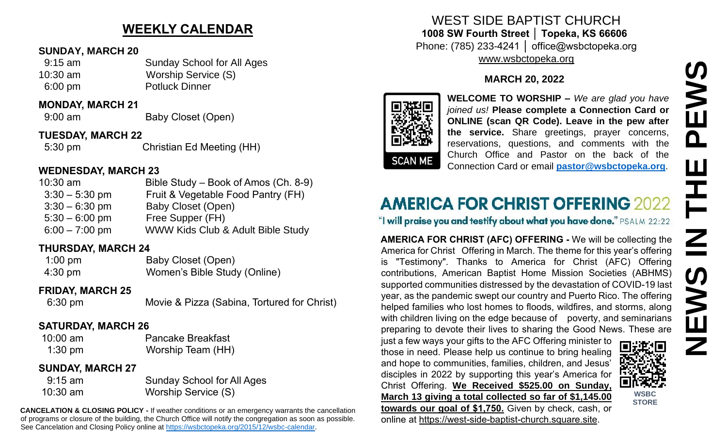## WEEKLY CALENDAR

**SUNDAY, MARCH 20**

| | |
|---|---|
| 9:15 am | Sunday School for All Ages |
| 10:30 am | Worship Service (S) |
| 6:00 pm | Potluck Dinner |

**MONDAY, MARCH 21**

| | |
|---|---|
| 9:00 am | Baby Closet (Open) |

**TUESDAY, MARCH 22**

| | |
|---|---|
| 5:30 pm | Christian Ed Meeting (HH) |

**WEDNESDAY, MARCH 23**

| | |
|---|---|
| 10:30 am | Bible Study – Book of Amos (Ch. 8-9) |
| 3:30 – 5:30 pm | Fruit & Vegetable Food Pantry (FH) |
| 3:30 – 6:30 pm | Baby Closet (Open) |
| 5:30 – 6:00 pm | Free Supper (FH) |
| 6:00 – 7:00 pm | WWW Kids Club & Adult Bible Study |

**THURSDAY, MARCH 24**

| | |
|---|---|
| 1:00 pm | Baby Closet (Open) |
| 4:30 pm | Women's Bible Study (Online) |

**FRIDAY, MARCH 25**

| | |
|---|---|
| 6:30 pm | Movie & Pizza (Sabina, Tortured for Christ) |

**SATURDAY, MARCH 26**

| | |
|---|---|
| 10:00 am | Pancake Breakfast |
| 1:30 pm | Worship Team (HH) |

**SUNDAY, MARCH 27**

| | |
|---|---|
| 9:15 am | Sunday School for All Ages |
| 10:30 am | Worship Service (S) |

**CANCELATION & CLOSING POLICY -** If weather conditions or an emergency warrants the cancellation of programs or closure of the building, the Church Office will notify the congregation as soon as possible. See Cancelation and Closing Policy online at https://wsbctopeka.org/2015/12/wsbc-calendar.

# WEST SIDE BAPTIST CHURCH

**1008 SW Fourth Street │ Topeka, KS 66606**

Phone: (785) 233-4241 │ office@wsbctopeka.org

www.wsbctopeka.org

**MARCH 20, 2022**

SCAN ME

**WELCOME TO WORSHIP –** *We are glad you have joined us!* **Please complete a Connection Card or ONLINE (scan QR Code). Leave in the pew after the service.** Share greetings, prayer concerns, reservations, questions, and comments with the Church Office and Pastor on the back of the Connection Card or email **pastor@wsbctopeka.org**.

## AMERICA FOR CHRIST OFFERING 2022

"I will praise you and testify about what you have done." PSALM 22:22

**AMERICA FOR CHRIST (AFC) OFFERING -** We will be collecting the America for Christ Offering in March. The theme for this year's offering is "Testimony". Thanks to America for Christ (AFC) Offering contributions, American Baptist Home Mission Societies (ABHMS) supported communities distressed by the devastation of COVID-19 last year, as the pandemic swept our country and Puerto Rico. The offering helped families who lost homes to floods, wildfires, and storms, along with children living on the edge because of poverty, and seminarians preparing to devote their lives to sharing the Good News. These are just a few ways your gifts to the AFC Offering minister to those in need. Please help us continue to bring healing and hope to communities, families, children, and Jesus' disciples in 2022 by supporting this year's America for Christ Offering. **We Received $525.00 on Sunday, March 13 giving a total collected so far of $1,145.00 towards our goal of $1,750.** Given by check, cash, or online at https://west-side-baptist-church.square.site.

**WSBC STORE**

# NEWS IN THE PEWS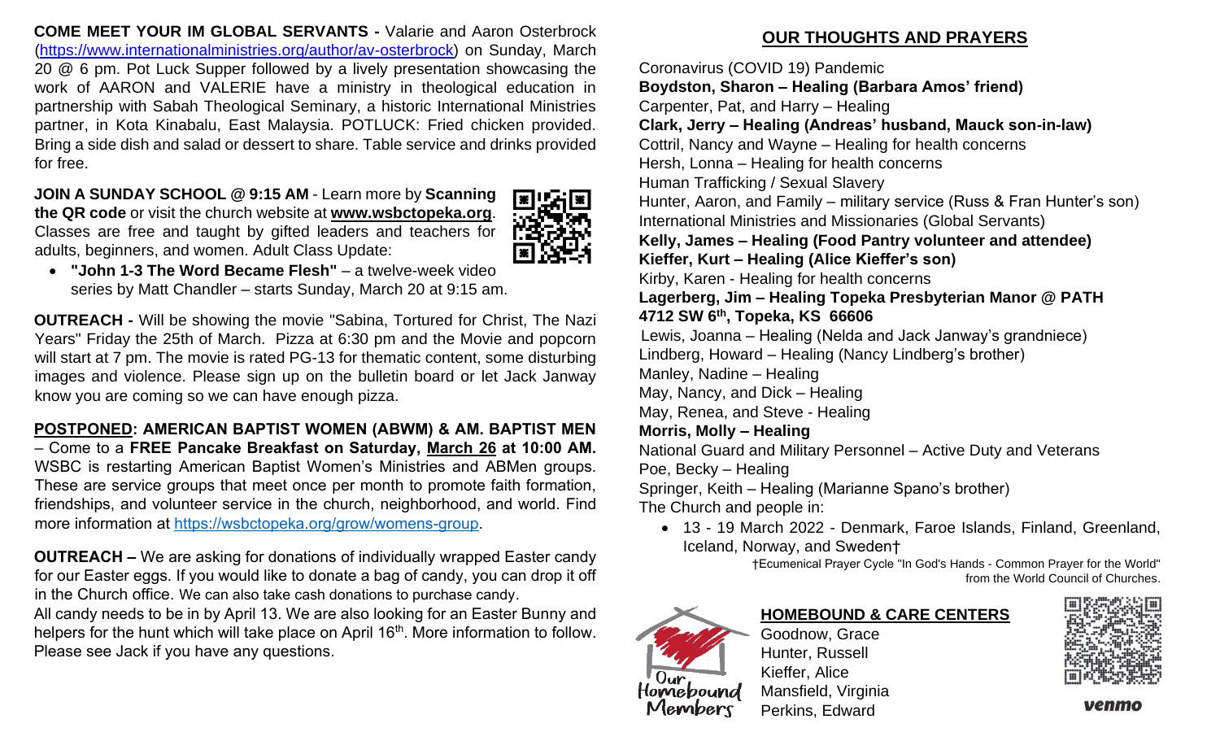**COME MEET YOUR IM GLOBAL SERVANTS -** Valarie and Aaron Osterbrock (https://www.internationalministries.org/author/av-osterbrock) on Sunday, March 20 @ 6 pm. Pot Luck Supper followed by a lively presentation showcasing the work of AARON and VALERIE have a ministry in theological education in partnership with Sabah Theological Seminary, a historic International Ministries partner, in Kota Kinabalu, East Malaysia. POTLUCK: Fried chicken provided. Bring a side dish and salad or dessert to share. Table service and drinks provided for free.

**JOIN A SUNDAY SCHOOL @ 9:15 AM** - Learn more by **Scanning the QR code** or visit the church website at **www.wsbctopeka.org**. Classes are free and taught by gifted leaders and teachers for adults, beginners, and women. Adult Class Update:

- **"John 1-3 The Word Became Flesh"** – a twelve-week video series by Matt Chandler – starts Sunday, March 20 at 9:15 am.

**OUTREACH -** Will be showing the movie "Sabina, Tortured for Christ, The Nazi Years" Friday the 25th of March. Pizza at 6:30 pm and the Movie and popcorn will start at 7 pm. The movie is rated PG-13 for thematic content, some disturbing images and violence. Please sign up on the bulletin board or let Jack Janway know you are coming so we can have enough pizza.

**POSTPONED: AMERICAN BAPTIST WOMEN (ABWM) & AM. BAPTIST MEN** – Come to a **FREE Pancake Breakfast on Saturday, March 26 at 10:00 AM.** WSBC is restarting American Baptist Women's Ministries and ABMen groups. These are service groups that meet once per month to promote faith formation, friendships, and volunteer service in the church, neighborhood, and world. Find more information at https://wsbctopeka.org/grow/womens-group.

**OUTREACH –** We are asking for donations of individually wrapped Easter candy for our Easter eggs. If you would like to donate a bag of candy, you can drop it off in the Church office. We can also take cash donations to purchase candy.
All candy needs to be in by April 13. We are also looking for an Easter Bunny and helpers for the hunt which will take place on April 16th. More information to follow. Please see Jack if you have any questions.

## OUR THOUGHTS AND PRAYERS

Coronavirus (COVID 19) Pandemic
**Boydston, Sharon – Healing (Barbara Amos' friend)**
Carpenter, Pat, and Harry – Healing
**Clark, Jerry – Healing (Andreas' husband, Mauck son-in-law)**
Cottril, Nancy and Wayne – Healing for health concerns
Hersh, Lonna – Healing for health concerns
Human Trafficking / Sexual Slavery
Hunter, Aaron, and Family – military service (Russ & Fran Hunter's son)
International Ministries and Missionaries (Global Servants)
**Kelly, James – Healing (Food Pantry volunteer and attendee)**
**Kieffer, Kurt – Healing (Alice Kieffer's son)**
Kirby, Karen - Healing for health concerns
**Lagerberg, Jim – Healing Topeka Presbyterian Manor @ PATH 4712 SW 6th, Topeka, KS 66606**
Lewis, Joanna – Healing (Nelda and Jack Janway's grandniece)
Lindberg, Howard – Healing (Nancy Lindberg's brother)
Manley, Nadine – Healing
May, Nancy, and Dick – Healing
May, Renea, and Steve - Healing
**Morris, Molly – Healing**
National Guard and Military Personnel – Active Duty and Veterans
Poe, Becky – Healing
Springer, Keith – Healing (Marianne Spano's brother)
The Church and people in:

- 13 - 19 March 2022 - Denmark, Faroe Islands, Finland, Greenland, Iceland, Norway, and Sweden†

†Ecumenical Prayer Cycle "In God's Hands - Common Prayer for the World" from the World Council of Churches.

Our Homebound Members

## HOMEBOUND & CARE CENTERS

Goodnow, Grace
Hunter, Russell
Kieffer, Alice
Mansfield, Virginia
Perkins, Edward

venmo